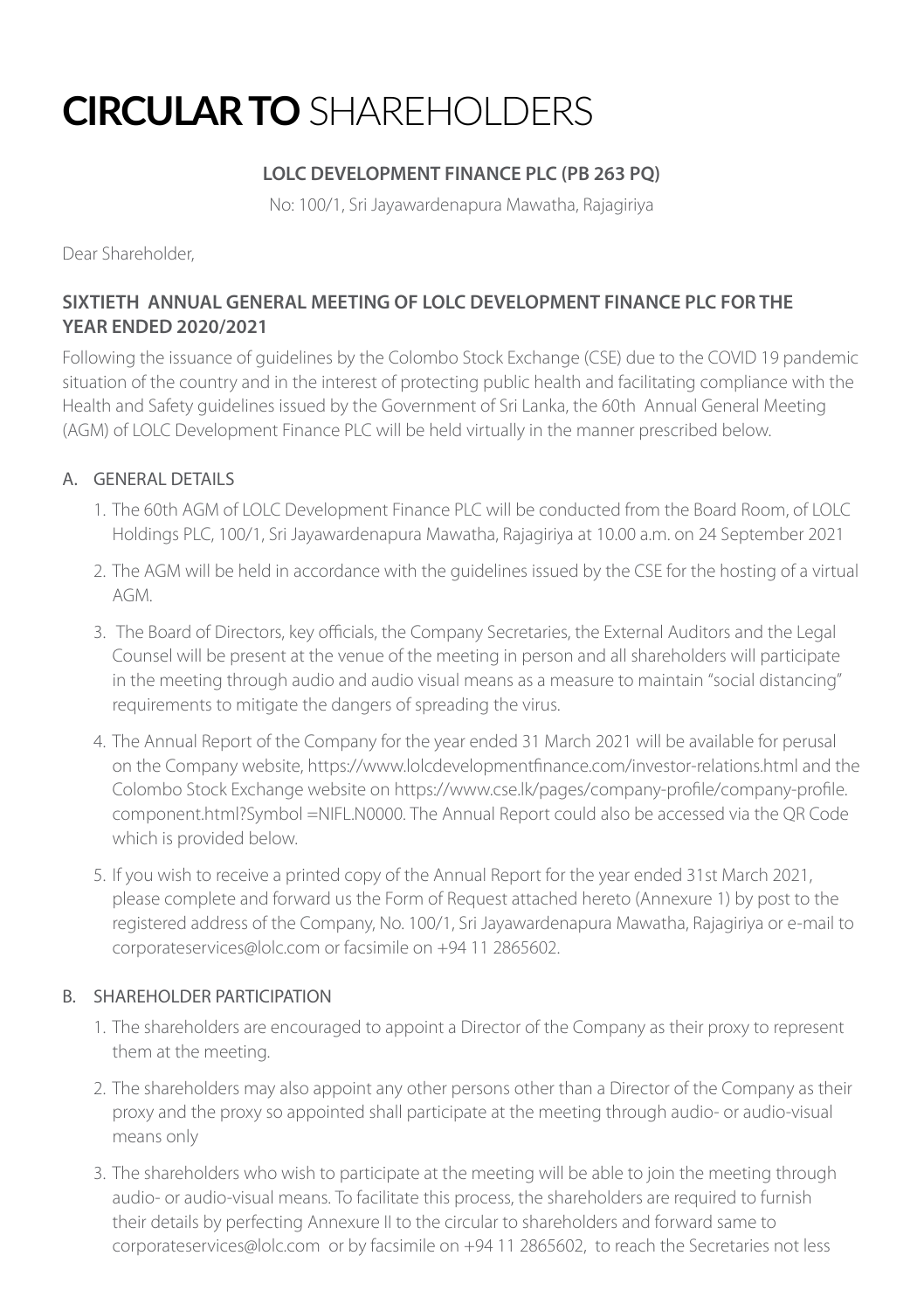# CIRCULAR TO SHAREHOLDERS

**LOLC DEVELOPMENT FINANCE PLC (PB 263 PQ)**

No: 100/1, Sri Jayawardenapura Mawatha, Rajagiriya

Dear Shareholder,

## SIXTIETH ANNUAL GENERAL MEETING OF LOLC DEVELOPMENT FINANCE PLC FOR THE YEAR ENDED 2020/2021

Following the issuance of guidelines by the Colombo Stock Exchange (CSE) due to the COVID 19 pandemic situation of the country and in the interest of protecting public health and facilitating compliance with the Health and Safety guidelines issued by the Government of Sri Lanka, the 60th Annual General Meeting (AGM) of LOLC Development Finance PLC will be held virtually in the manner prescribed below.

### A. GENERAL DETAILS

1. The 60th AGM of LOLC Development Finance PLC will be conducted from the Board Room, of LOLC Holdings PLC, 100/1, Sri Jayawardenapura Mawatha, Rajagiriya at 10.00 a.m. on 24 September 2021
2. The AGM will be held in accordance with the guidelines issued by the CSE for the hosting of a virtual AGM.
3. The Board of Directors, key officials, the Company Secretaries, the External Auditors and the Legal Counsel will be present at the venue of the meeting in person and all shareholders will participate in the meeting through audio and audio visual means as a measure to maintain "social distancing" requirements to mitigate the dangers of spreading the virus.
4. The Annual Report of the Company for the year ended 31 March 2021 will be available for perusal on the Company website, https://www.lolcdevelopmentfinance.com/investor-relations.html and the Colombo Stock Exchange website on https://www.cse.lk/pages/company-profile/company-profile.component.html?Symbol =NIFL.N0000. The Annual Report could also be accessed via the QR Code which is provided below.
5. If you wish to receive a printed copy of the Annual Report for the year ended 31st March 2021, please complete and forward us the Form of Request attached hereto (Annexure 1) by post to the registered address of the Company, No. 100/1, Sri Jayawardenapura Mawatha, Rajagiriya or e-mail to corporateservices@lolc.com or facsimile on +94 11 2865602.

### B. SHAREHOLDER PARTICIPATION

1. The shareholders are encouraged to appoint a Director of the Company as their proxy to represent them at the meeting.
2. The shareholders may also appoint any other persons other than a Director of the Company as their proxy and the proxy so appointed shall participate at the meeting through audio- or audio-visual means only
3. The shareholders who wish to participate at the meeting will be able to join the meeting through audio- or audio-visual means. To facilitate this process, the shareholders are required to furnish their details by perfecting Annexure II to the circular to shareholders and forward same to corporateservices@lolc.com or by facsimile on +94 11 2865602, to reach the Secretaries not less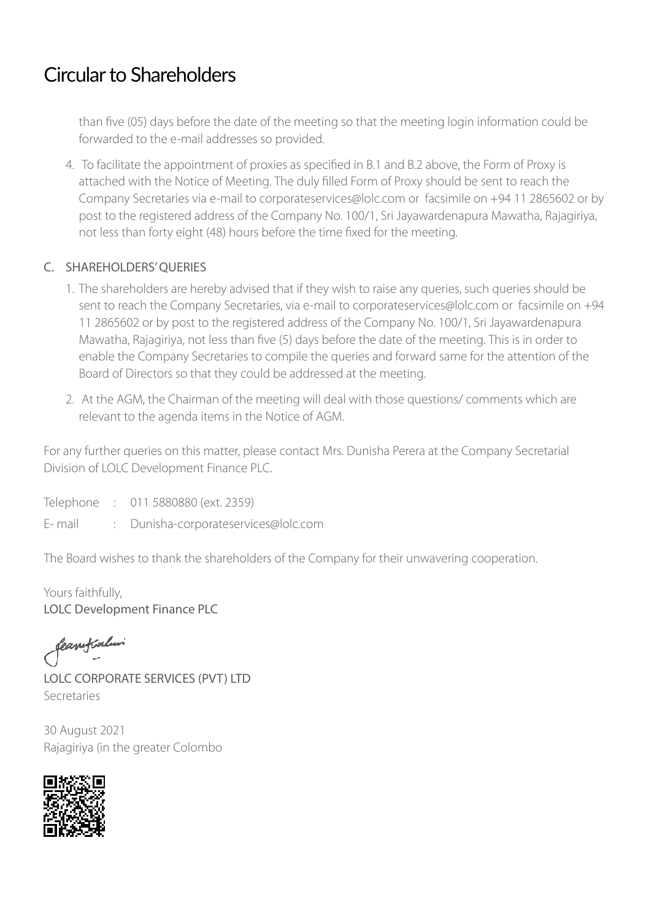# Circular to Shareholders

than five (05) days before the date of the meeting so that the meeting login information could be forwarded to the e-mail addresses so provided.

4. To facilitate the appointment of proxies as specified in B.1 and B.2 above, the Form of Proxy is attached with the Notice of Meeting. The duly filled Form of Proxy should be sent to reach the Company Secretaries via e-mail to corporateservices@lolc.com or facsimile on +94 11 2865602 or by post to the registered address of the Company No. 100/1, Sri Jayawardenapura Mawatha, Rajagiriya, not less than forty eight (48) hours before the time fixed for the meeting.

## C. SHAREHOLDERS' QUERIES

1. The shareholders are hereby advised that if they wish to raise any queries, such queries should be sent to reach the Company Secretaries, via e-mail to corporateservices@lolc.com or facsimile on +94 11 2865602 or by post to the registered address of the Company No. 100/1, Sri Jayawardenapura Mawatha, Rajagiriya, not less than five (5) days before the date of the meeting. This is in order to enable the Company Secretaries to compile the queries and forward same for the attention of the Board of Directors so that they could be addressed at the meeting.

2. At the AGM, the Chairman of the meeting will deal with those questions/ comments which are relevant to the agenda items in the Notice of AGM.

For any further queries on this matter, please contact Mrs. Dunisha Perera at the Company Secretarial Division of LOLC Development Finance PLC.

Telephone : 011 5880880 (ext. 2359)

E- mail : Dunisha-corporateservices@lolc.com

The Board wishes to thank the shareholders of the Company for their unwavering cooperation.

Yours faithfully,
LOLC Development Finance PLC

LOLC CORPORATE SERVICES (PVT) LTD
Secretaries

30 August 2021
Rajagiriya (in the greater Colombo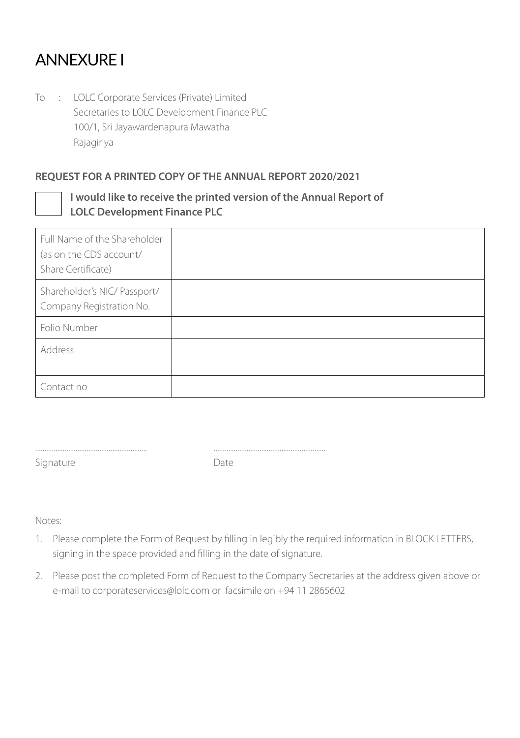# ANNEXURE I

To : LOLC Corporate Services (Private) Limited
Secretaries to LOLC Development Finance PLC
100/1, Sri Jayawardenapura Mawatha
Rajagiriya

**REQUEST FOR A PRINTED COPY OF THE ANNUAL REPORT 2020/2021**

☐ **I would like to receive the printed version of the Annual Report of LOLC Development Finance PLC**

| Full Name of the Shareholder (as on the CDS account/ Share Certificate) | |
|---|---|
| Shareholder's NIC/ Passport/ Company Registration No. | |
| Folio Number | |
| Address | |
| Contact no | |

............................................................ ............................................................
Signature Date

Notes:

1. Please complete the Form of Request by filling in legibly the required information in BLOCK LETTERS, signing in the space provided and filling in the date of signature.
2. Please post the completed Form of Request to the Company Secretaries at the address given above or e-mail to corporateservices@lolc.com or facsimile on +94 11 2865602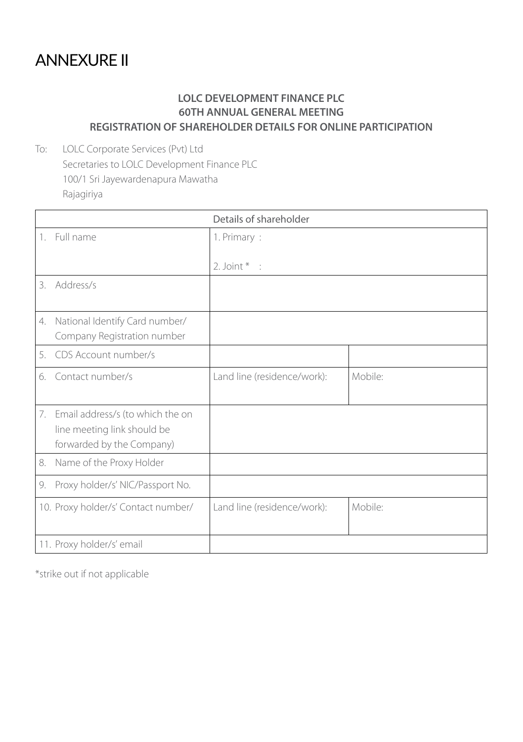# ANNEXURE II

**LOLC DEVELOPMENT FINANCE PLC**
**60TH ANNUAL GENERAL MEETING**
**REGISTRATION OF SHAREHOLDER DETAILS FOR ONLINE PARTICIPATION**

To: LOLC Corporate Services (Pvt) Ltd
Secretaries to LOLC Development Finance PLC
100/1 Sri Jayewardenapura Mawatha
Rajagiriya

| Details of shareholder | | |
|---|---|---|
| 1. Full name | 1. Primary :<br>2. Joint * : | |
| 3. Address/s | | |
| 4. National Identify Card number/ Company Registration number | | |
| 5. CDS Account number/s | | |
| 6. Contact number/s | Land line (residence/work): | Mobile: |
| 7. Email address/s (to which the on line meeting link should be forwarded by the Company) | | |
| 8. Name of the Proxy Holder | | |
| 9. Proxy holder/s' NIC/Passport No. | | |
| 10. Proxy holder/s' Contact number/ | Land line (residence/work): | Mobile: |
| 11. Proxy holder/s' email | | |

*strike out if not applicable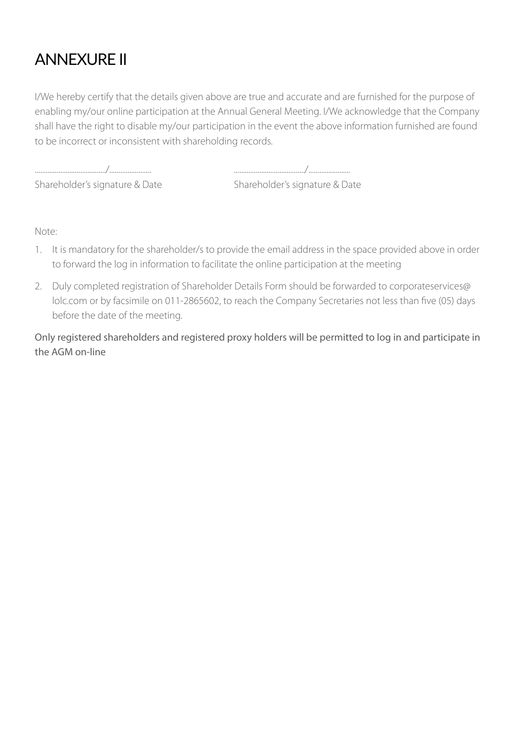# ANNEXURE II

I/We hereby certify that the details given above are true and accurate and are furnished for the purpose of enabling my/our online participation at the Annual General Meeting. I/We acknowledge that the Company shall have the right to disable my/our participation in the event the above information furnished are found to be incorrect or inconsistent with shareholding records.

......................................./....................... ......................................./.......................

Shareholder's signature & Date Shareholder's signature & Date

Note:

1. It is mandatory for the shareholder/s to provide the email address in the space provided above in order to forward the log in information to facilitate the online participation at the meeting
2. Duly completed registration of Shareholder Details Form should be forwarded to corporateservices@lolc.com or by facsimile on 011-2865602, to reach the Company Secretaries not less than five (05) days before the date of the meeting.

Only registered shareholders and registered proxy holders will be permitted to log in and participate in the AGM on-line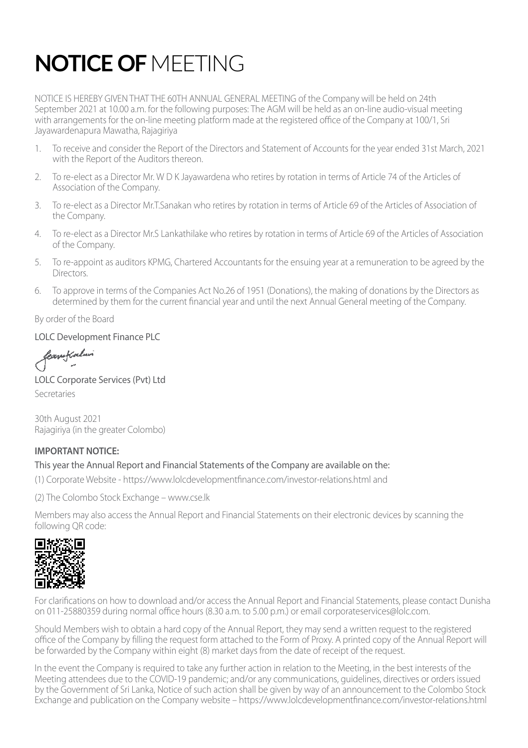# **NOTICE OF** MEETING

NOTICE IS HEREBY GIVEN THAT THE 60TH ANNUAL GENERAL MEETING of the Company will be held on 24th September 2021 at 10.00 a.m. for the following purposes: The AGM will be held as an on-line audio-visual meeting with arrangements for the on-line meeting platform made at the registered office of the Company at 100/1, Sri Jayawardenapura Mawatha, Rajagiriya

1. To receive and consider the Report of the Directors and Statement of Accounts for the year ended 31st March, 2021 with the Report of the Auditors thereon.
2. To re-elect as a Director Mr. W D K Jayawardena who retires by rotation in terms of Article 74 of the Articles of Association of the Company.
3. To re-elect as a Director Mr.T.Sanakan who retires by rotation in terms of Article 69 of the Articles of Association of the Company.
4. To re-elect as a Director Mr.S Lankathilake who retires by rotation in terms of Article 69 of the Articles of Association of the Company.
5. To re-appoint as auditors KPMG, Chartered Accountants for the ensuing year at a remuneration to be agreed by the Directors.
6. To approve in terms of the Companies Act No.26 of 1951 (Donations), the making of donations by the Directors as determined by them for the current financial year and until the next Annual General meeting of the Company.

By order of the Board

LOLC Development Finance PLC

LOLC Corporate Services (Pvt) Ltd
Secretaries

30th August 2021
Rajagiriya (in the greater Colombo)

**IMPORTANT NOTICE:**

This year the Annual Report and Financial Statements of the Company are available on the:

(1) Corporate Website - https://www.lolcdevelopmentfinance.com/investor-relations.html and

(2) The Colombo Stock Exchange – www.cse.lk

Members may also access the Annual Report and Financial Statements on their electronic devices by scanning the following QR code:

For clarifications on how to download and/or access the Annual Report and Financial Statements, please contact Dunisha on 011-25880359 during normal office hours (8.30 a.m. to 5.00 p.m.) or email corporateservices@lolc.com.

Should Members wish to obtain a hard copy of the Annual Report, they may send a written request to the registered office of the Company by filling the request form attached to the Form of Proxy. A printed copy of the Annual Report will be forwarded by the Company within eight (8) market days from the date of receipt of the request.

In the event the Company is required to take any further action in relation to the Meeting, in the best interests of the Meeting attendees due to the COVID-19 pandemic; and/or any communications, guidelines, directives or orders issued by the Government of Sri Lanka, Notice of such action shall be given by way of an announcement to the Colombo Stock Exchange and publication on the Company website – https://www.lolcdevelopmentfinance.com/investor-relations.html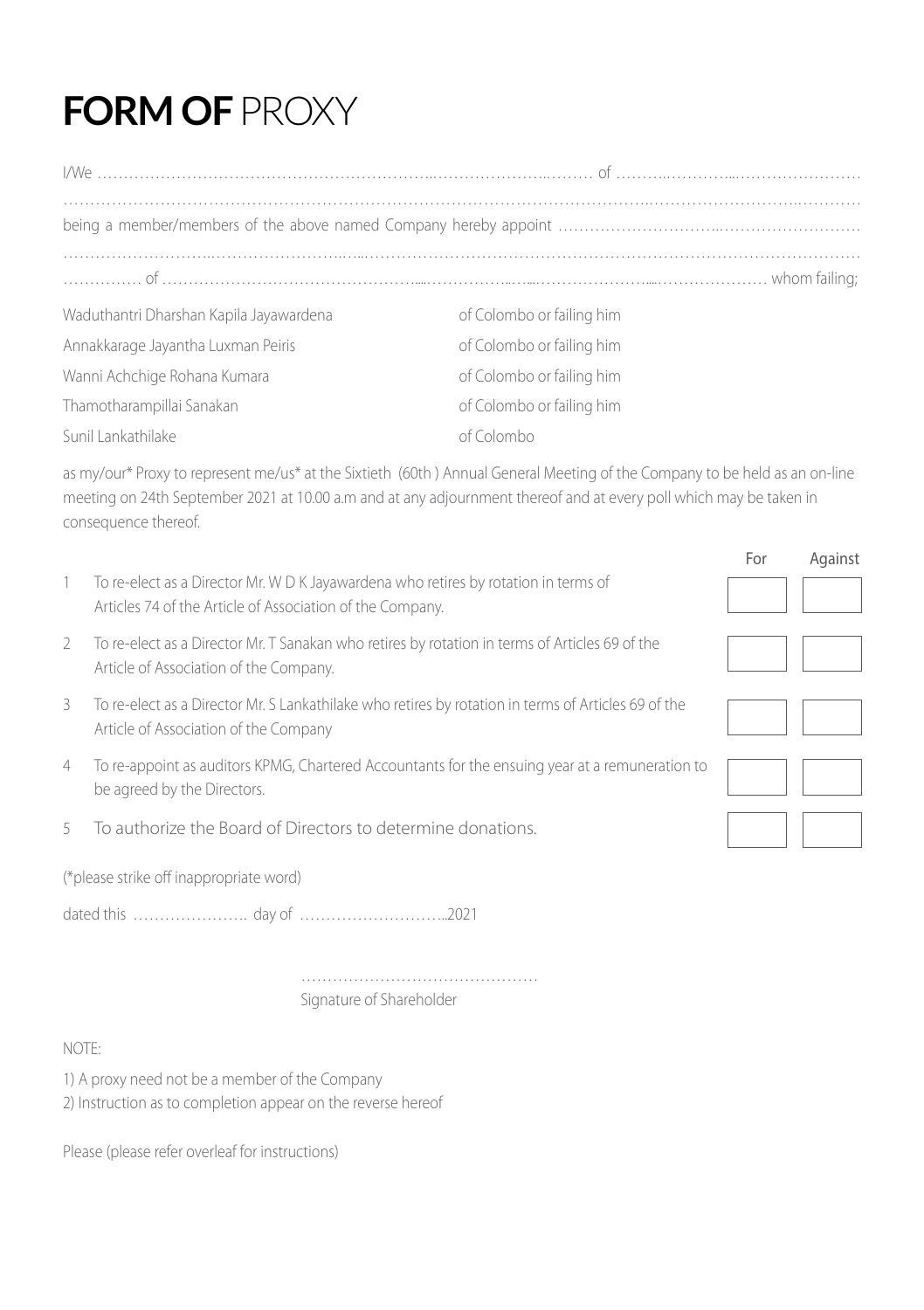# **FORM OF** PROXY

I/We ……………………………………………………………………………………… of ……………………………………………

……………………………………………………………………………………………………………………………………………

being a member/members of the above named Company hereby appoint ………………………………………………………

……………………………………………………………………………………………………………………………………………

…………… of ………………………………………………………………………………………………………………… whom failing;

| | |
|---|---|
| Waduthantri Dharshan Kapila Jayawardena | of Colombo or failing him |
| Annakkarage Jayantha Luxman Peiris | of Colombo or failing him |
| Wanni Achchige Rohana Kumara | of Colombo or failing him |
| Thamotharampillai Sanakan | of Colombo or failing him |
| Sunil Lankathilake | of Colombo |

as my/our* Proxy to represent me/us* at the Sixtieth (60th ) Annual General Meeting of the Company to be held as an on-line meeting on 24th September 2021 at 10.00 a.m and at any adjournment thereof and at every poll which may be taken in consequence thereof.

| | | For | Against |
|---|---|---|---|
| 1 | To re-elect as a Director Mr. W D K Jayawardena who retires by rotation in terms of Articles 74 of the Article of Association of the Company. | | |
| 2 | To re-elect as a Director Mr. T Sanakan who retires by rotation in terms of Articles 69 of the Article of Association of the Company. | | |
| 3 | To re-elect as a Director Mr. S Lankathilake who retires by rotation in terms of Articles 69 of the Article of Association of the Company | | |
| 4 | To re-appoint as auditors KPMG, Chartered Accountants for the ensuing year at a remuneration to be agreed by the Directors. | | |
| 5 | To authorize the Board of Directors to determine donations. | | |

(*please strike off inappropriate word)

dated this …………………. day of ………………………..2021

……………………………………

Signature of Shareholder

NOTE:

1) A proxy need not be a member of the Company
2) Instruction as to completion appear on the reverse hereof

Please (please refer overleaf for instructions)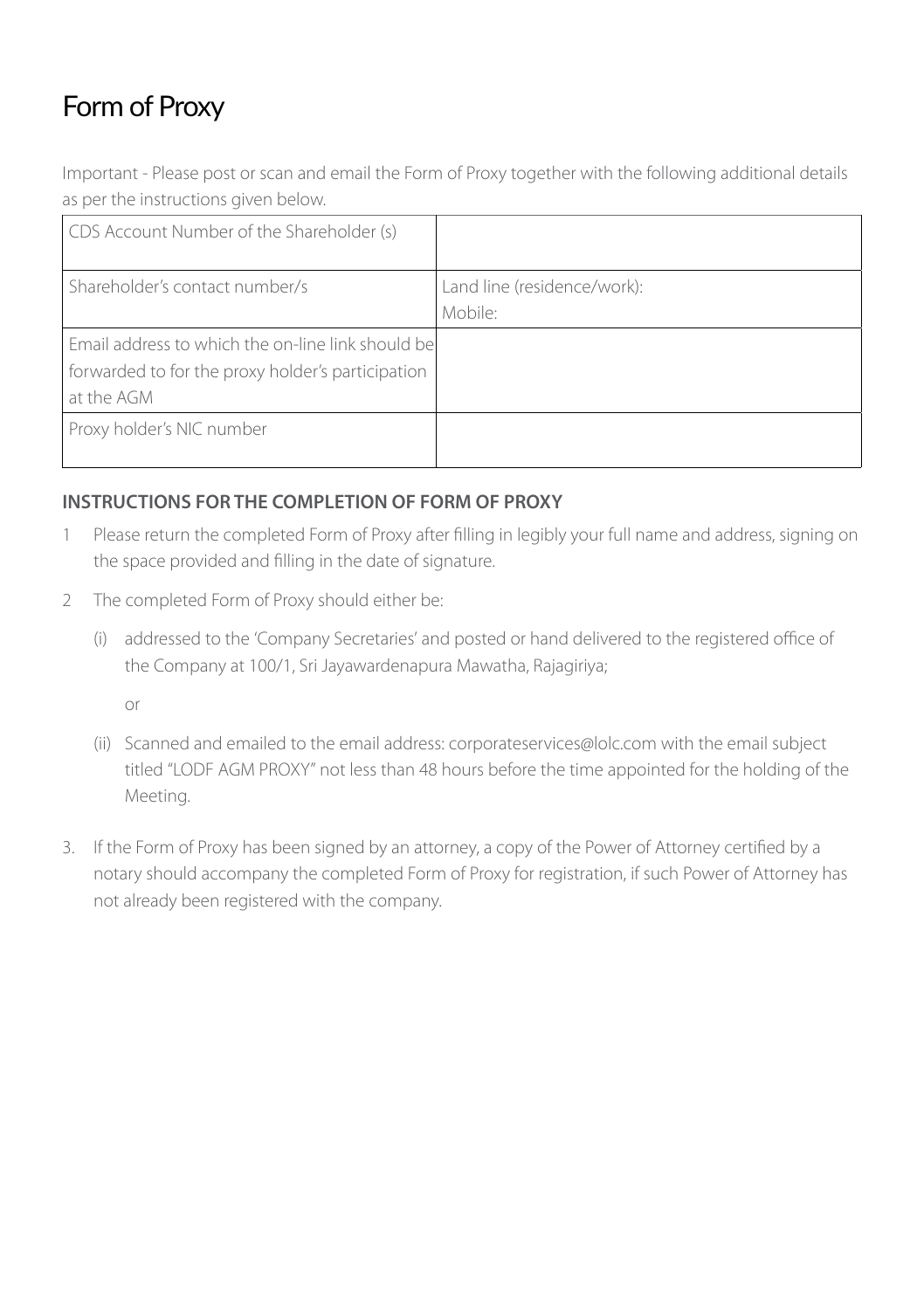# Form of Proxy

Important - Please post or scan and email the Form of Proxy together with the following additional details as per the instructions given below.

| | |
|---|---|
| CDS Account Number of the Shareholder (s) | |
| Shareholder's contact number/s | Land line (residence/work):<br>Mobile: |
| Email address to which the on-line link should be forwarded to for the proxy holder's participation at the AGM | |
| Proxy holder's NIC number | |

**INSTRUCTIONS FOR THE COMPLETION OF FORM OF PROXY**

1. Please return the completed Form of Proxy after filling in legibly your full name and address, signing on the space provided and filling in the date of signature.

2. The completed Form of Proxy should either be:

   (i) addressed to the 'Company Secretaries' and posted or hand delivered to the registered office of the Company at 100/1, Sri Jayawardenapura Mawatha, Rajagiriya;

   or

   (ii) Scanned and emailed to the email address: corporateservices@lolc.com with the email subject titled "LODF AGM PROXY" not less than 48 hours before the time appointed for the holding of the Meeting.

3. If the Form of Proxy has been signed by an attorney, a copy of the Power of Attorney certified by a notary should accompany the completed Form of Proxy for registration, if such Power of Attorney has not already been registered with the company.